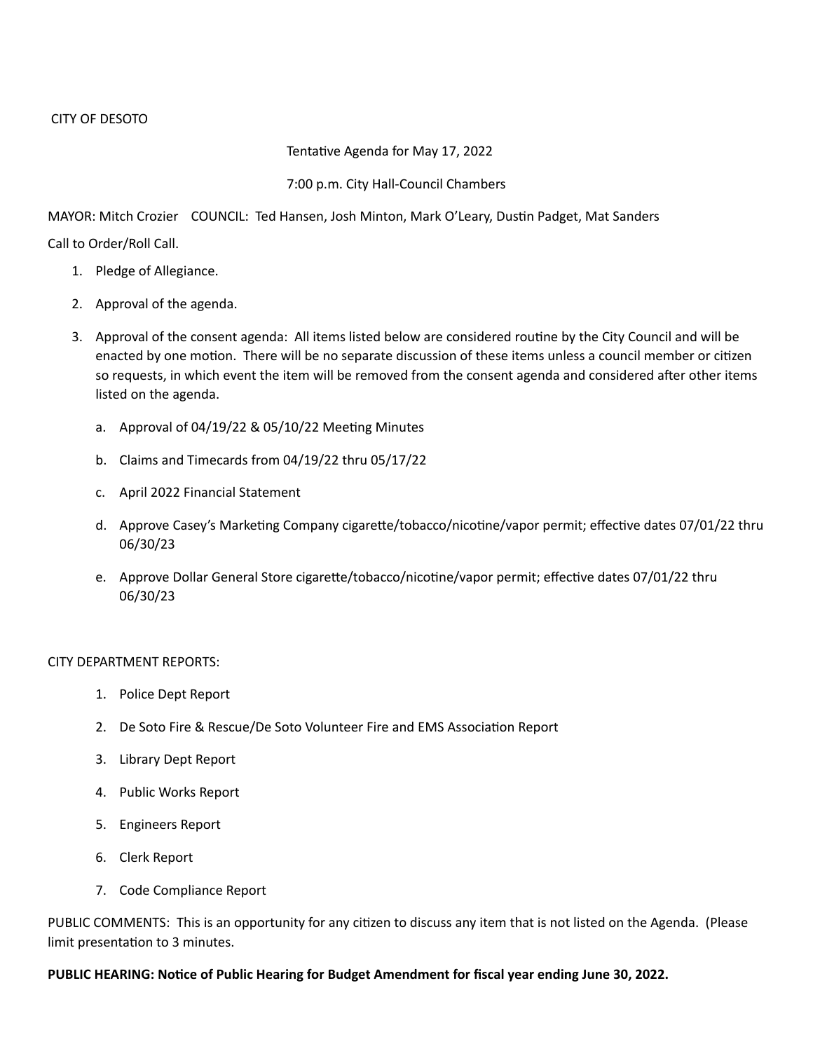CITY OF DESOTO

Tentative Agenda for May 17, 2022

7:00 p.m. City Hall-Council Chambers

MAYOR: Mitch Crozier COUNCIL: Ted Hansen, Josh Minton, Mark O'Leary, Dustin Padget, Mat Sanders

Call to Order/Roll Call.

1. Pledge of Allegiance.
2. Approval of the agenda.
3. Approval of the consent agenda: All items listed below are considered routine by the City Council and will be enacted by one motion. There will be no separate discussion of these items unless a council member or citizen so requests, in which event the item will be removed from the consent agenda and considered after other items listed on the agenda.
   a. Approval of 04/19/22 & 05/10/22 Meeting Minutes
   b. Claims and Timecards from 04/19/22 thru 05/17/22
   c. April 2022 Financial Statement
   d. Approve Casey's Marketing Company cigarette/tobacco/nicotine/vapor permit; effective dates 07/01/22 thru 06/30/23
   e. Approve Dollar General Store cigarette/tobacco/nicotine/vapor permit; effective dates 07/01/22 thru 06/30/23

CITY DEPARTMENT REPORTS:

1. Police Dept Report
2. De Soto Fire & Rescue/De Soto Volunteer Fire and EMS Association Report
3. Library Dept Report
4. Public Works Report
5. Engineers Report
6. Clerk Report
7. Code Compliance Report

PUBLIC COMMENTS: This is an opportunity for any citizen to discuss any item that is not listed on the Agenda. (Please limit presentation to 3 minutes.

**PUBLIC HEARING: Notice of Public Hearing for Budget Amendment for fiscal year ending June 30, 2022.**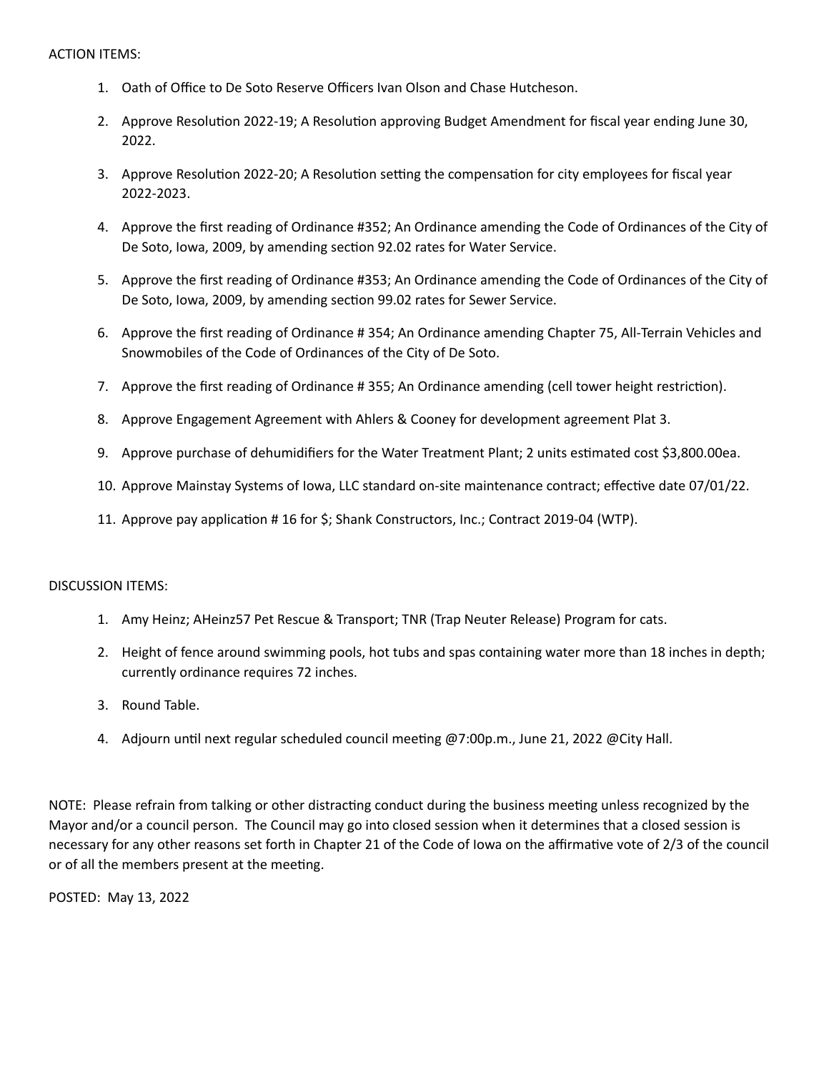ACTION ITEMS:

1. Oath of Office to De Soto Reserve Officers Ivan Olson and Chase Hutcheson.
2. Approve Resolution 2022-19; A Resolution approving Budget Amendment for fiscal year ending June 30, 2022.
3. Approve Resolution 2022-20; A Resolution setting the compensation for city employees for fiscal year 2022-2023.
4. Approve the first reading of Ordinance #352; An Ordinance amending the Code of Ordinances of the City of De Soto, Iowa, 2009, by amending section 92.02 rates for Water Service.
5. Approve the first reading of Ordinance #353; An Ordinance amending the Code of Ordinances of the City of De Soto, Iowa, 2009, by amending section 99.02 rates for Sewer Service.
6. Approve the first reading of Ordinance # 354; An Ordinance amending Chapter 75, All-Terrain Vehicles and Snowmobiles of the Code of Ordinances of the City of De Soto.
7. Approve the first reading of Ordinance # 355; An Ordinance amending (cell tower height restriction).
8. Approve Engagement Agreement with Ahlers & Cooney for development agreement Plat 3.
9. Approve purchase of dehumidifiers for the Water Treatment Plant; 2 units estimated cost $3,800.00ea.
10. Approve Mainstay Systems of Iowa, LLC standard on-site maintenance contract; effective date 07/01/22.
11. Approve pay application # 16 for $; Shank Constructors, Inc.; Contract 2019-04 (WTP).

DISCUSSION ITEMS:

1. Amy Heinz; AHeinz57 Pet Rescue & Transport; TNR (Trap Neuter Release) Program for cats.
2. Height of fence around swimming pools, hot tubs and spas containing water more than 18 inches in depth; currently ordinance requires 72 inches.
3. Round Table.
4. Adjourn until next regular scheduled council meeting @7:00p.m., June 21, 2022 @City Hall.

NOTE: Please refrain from talking or other distracting conduct during the business meeting unless recognized by the Mayor and/or a council person. The Council may go into closed session when it determines that a closed session is necessary for any other reasons set forth in Chapter 21 of the Code of Iowa on the affirmative vote of 2/3 of the council or of all the members present at the meeting.

POSTED: May 13, 2022